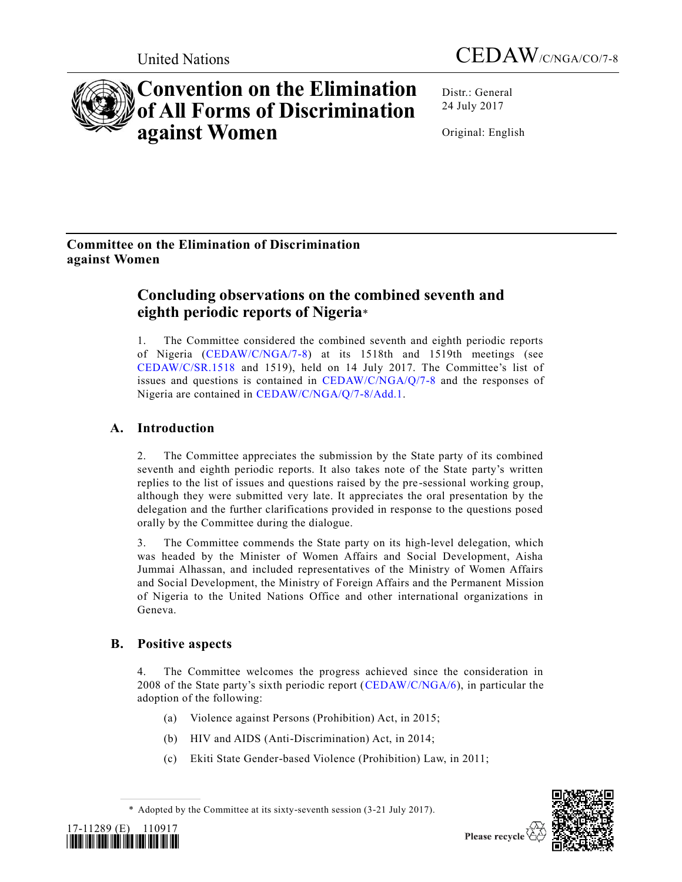United Nations

CEDAW/C/NGA/CO/7-8

# Convention on the Elimination of All Forms of Discrimination against Women

Distr.: General
24 July 2017

Original: English

**Committee on the Elimination of Discrimination against Women**

## Concluding observations on the combined seventh and eighth periodic reports of Nigeria*

1. The Committee considered the combined seventh and eighth periodic reports of Nigeria (CEDAW/C/NGA/7-8) at its 1518th and 1519th meetings (see CEDAW/C/SR.1518 and 1519), held on 14 July 2017. The Committee's list of issues and questions is contained in CEDAW/C/NGA/Q/7-8 and the responses of Nigeria are contained in CEDAW/C/NGA/Q/7-8/Add.1.

## A. Introduction

2. The Committee appreciates the submission by the State party of its combined seventh and eighth periodic reports. It also takes note of the State party's written replies to the list of issues and questions raised by the pre-sessional working group, although they were submitted very late. It appreciates the oral presentation by the delegation and the further clarifications provided in response to the questions posed orally by the Committee during the dialogue.

3. The Committee commends the State party on its high-level delegation, which was headed by the Minister of Women Affairs and Social Development, Aisha Jummai Alhassan, and included representatives of the Ministry of Women Affairs and Social Development, the Ministry of Foreign Affairs and the Permanent Mission of Nigeria to the United Nations Office and other international organizations in Geneva.

## B. Positive aspects

4. The Committee welcomes the progress achieved since the consideration in 2008 of the State party's sixth periodic report (CEDAW/C/NGA/6), in particular the adoption of the following:

(a) Violence against Persons (Prohibition) Act, in 2015;

(b) HIV and AIDS (Anti-Discrimination) Act, in 2014;

(c) Ekiti State Gender-based Violence (Prohibition) Law, in 2011;

\* Adopted by the Committee at its sixty-seventh session (3-21 July 2017).

17-11289 (E) 110917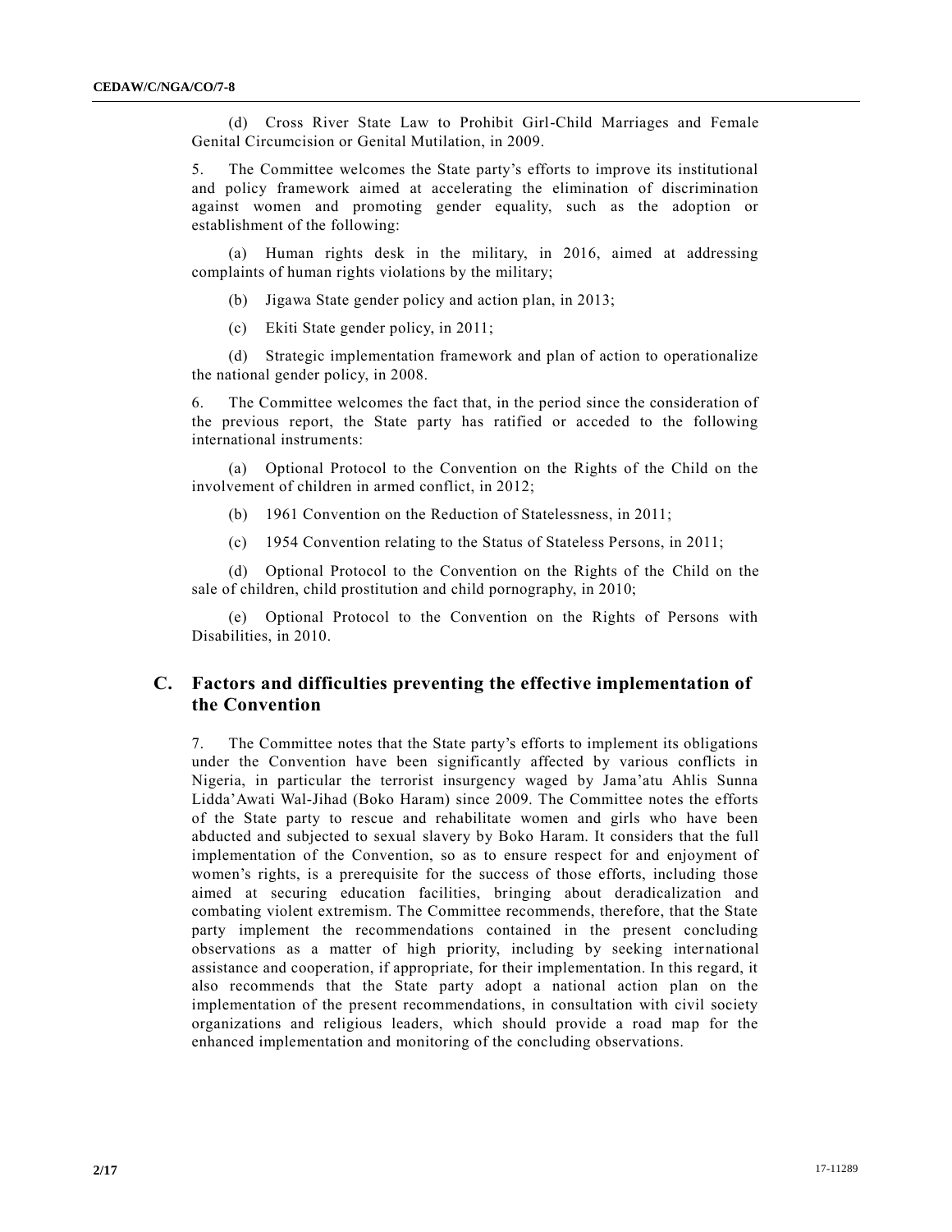(d) Cross River State Law to Prohibit Girl-Child Marriages and Female Genital Circumcision or Genital Mutilation, in 2009.

5. The Committee welcomes the State party's efforts to improve its institutional and policy framework aimed at accelerating the elimination of discrimination against women and promoting gender equality, such as the adoption or establishment of the following:

(a) Human rights desk in the military, in 2016, aimed at addressing complaints of human rights violations by the military;

(b) Jigawa State gender policy and action plan, in 2013;

(c) Ekiti State gender policy, in 2011;

(d) Strategic implementation framework and plan of action to operationalize the national gender policy, in 2008.

6. The Committee welcomes the fact that, in the period since the consideration of the previous report, the State party has ratified or acceded to the following international instruments:

(a) Optional Protocol to the Convention on the Rights of the Child on the involvement of children in armed conflict, in 2012;

(b) 1961 Convention on the Reduction of Statelessness, in 2011;

(c) 1954 Convention relating to the Status of Stateless Persons, in 2011;

(d) Optional Protocol to the Convention on the Rights of the Child on the sale of children, child prostitution and child pornography, in 2010;

(e) Optional Protocol to the Convention on the Rights of Persons with Disabilities, in 2010.

## C. Factors and difficulties preventing the effective implementation of the Convention

7. The Committee notes that the State party's efforts to implement its obligations under the Convention have been significantly affected by various conflicts in Nigeria, in particular the terrorist insurgency waged by Jama'atu Ahlis Sunna Lidda'Awati Wal-Jihad (Boko Haram) since 2009. The Committee notes the efforts of the State party to rescue and rehabilitate women and girls who have been abducted and subjected to sexual slavery by Boko Haram. It considers that the full implementation of the Convention, so as to ensure respect for and enjoyment of women's rights, is a prerequisite for the success of those efforts, including those aimed at securing education facilities, bringing about deradicalization and combating violent extremism. The Committee recommends, therefore, that the State party implement the recommendations contained in the present concluding observations as a matter of high priority, including by seeking international assistance and cooperation, if appropriate, for their implementation. In this regard, it also recommends that the State party adopt a national action plan on the implementation of the present recommendations, in consultation with civil society organizations and religious leaders, which should provide a road map for the enhanced implementation and monitoring of the concluding observations.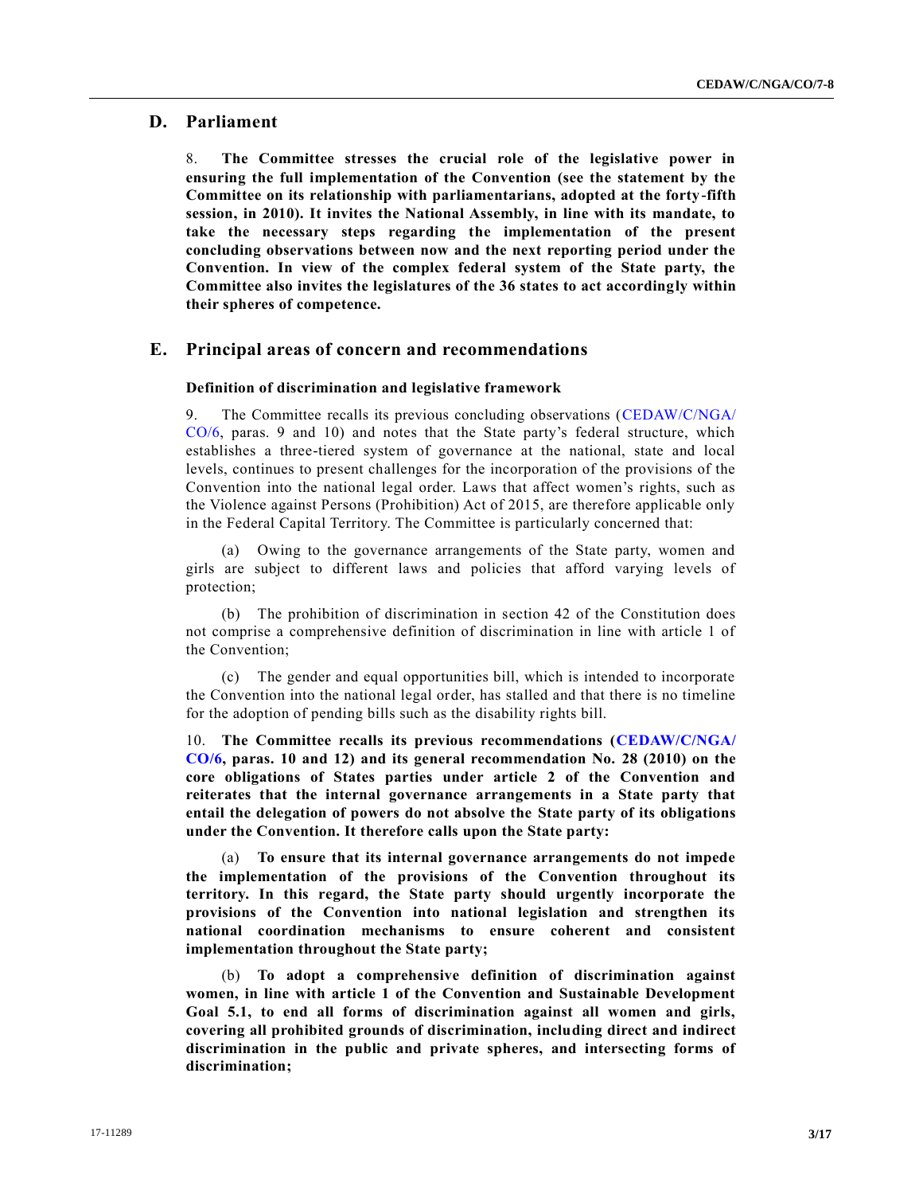## D. Parliament

8. **The Committee stresses the crucial role of the legislative power in ensuring the full implementation of the Convention (see the statement by the Committee on its relationship with parliamentarians, adopted at the forty-fifth session, in 2010). It invites the National Assembly, in line with its mandate, to take the necessary steps regarding the implementation of the present concluding observations between now and the next reporting period under the Convention. In view of the complex federal system of the State party, the Committee also invites the legislatures of the 36 states to act accordingly within their spheres of competence.**

## E. Principal areas of concern and recommendations

### Definition of discrimination and legislative framework

9. The Committee recalls its previous concluding observations (CEDAW/C/NGA/CO/6, paras. 9 and 10) and notes that the State party's federal structure, which establishes a three-tiered system of governance at the national, state and local levels, continues to present challenges for the incorporation of the provisions of the Convention into the national legal order. Laws that affect women's rights, such as the Violence against Persons (Prohibition) Act of 2015, are therefore applicable only in the Federal Capital Territory. The Committee is particularly concerned that:

(a) Owing to the governance arrangements of the State party, women and girls are subject to different laws and policies that afford varying levels of protection;

(b) The prohibition of discrimination in section 42 of the Constitution does not comprise a comprehensive definition of discrimination in line with article 1 of the Convention;

(c) The gender and equal opportunities bill, which is intended to incorporate the Convention into the national legal order, has stalled and that there is no timeline for the adoption of pending bills such as the disability rights bill.

10. **The Committee recalls its previous recommendations (CEDAW/C/NGA/CO/6, paras. 10 and 12) and its general recommendation No. 28 (2010) on the core obligations of States parties under article 2 of the Convention and reiterates that the internal governance arrangements in a State party that entail the delegation of powers do not absolve the State party of its obligations under the Convention. It therefore calls upon the State party:**

(a) **To ensure that its internal governance arrangements do not impede the implementation of the provisions of the Convention throughout its territory. In this regard, the State party should urgently incorporate the provisions of the Convention into national legislation and strengthen its national coordination mechanisms to ensure coherent and consistent implementation throughout the State party;**

(b) **To adopt a comprehensive definition of discrimination against women, in line with article 1 of the Convention and Sustainable Development Goal 5.1, to end all forms of discrimination against all women and girls, covering all prohibited grounds of discrimination, including direct and indirect discrimination in the public and private spheres, and intersecting forms of discrimination;**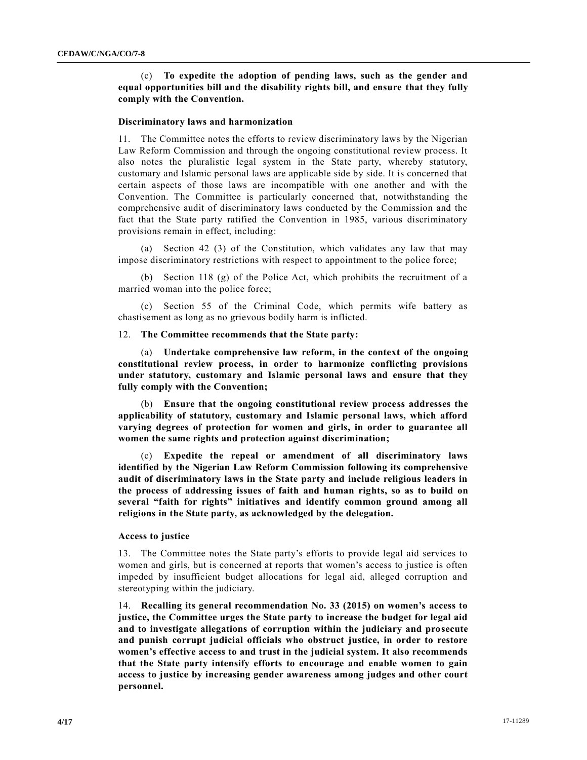(c) **To expedite the adoption of pending laws, such as the gender and equal opportunities bill and the disability rights bill, and ensure that they fully comply with the Convention.**

### Discriminatory laws and harmonization

11. The Committee notes the efforts to review discriminatory laws by the Nigerian Law Reform Commission and through the ongoing constitutional review process. It also notes the pluralistic legal system in the State party, whereby statutory, customary and Islamic personal laws are applicable side by side. It is concerned that certain aspects of those laws are incompatible with one another and with the Convention. The Committee is particularly concerned that, notwithstanding the comprehensive audit of discriminatory laws conducted by the Commission and the fact that the State party ratified the Convention in 1985, various discriminatory provisions remain in effect, including:

(a) Section 42 (3) of the Constitution, which validates any law that may impose discriminatory restrictions with respect to appointment to the police force;

(b) Section 118 (g) of the Police Act, which prohibits the recruitment of a married woman into the police force;

(c) Section 55 of the Criminal Code, which permits wife battery as chastisement as long as no grievous bodily harm is inflicted.

12. **The Committee recommends that the State party:**

(a) **Undertake comprehensive law reform, in the context of the ongoing constitutional review process, in order to harmonize conflicting provisions under statutory, customary and Islamic personal laws and ensure that they fully comply with the Convention;**

(b) **Ensure that the ongoing constitutional review process addresses the applicability of statutory, customary and Islamic personal laws, which afford varying degrees of protection for women and girls, in order to guarantee all women the same rights and protection against discrimination;**

(c) **Expedite the repeal or amendment of all discriminatory laws identified by the Nigerian Law Reform Commission following its comprehensive audit of discriminatory laws in the State party and include religious leaders in the process of addressing issues of faith and human rights, so as to build on several "faith for rights" initiatives and identify common ground among all religions in the State party, as acknowledged by the delegation.**

### Access to justice

13. The Committee notes the State party's efforts to provide legal aid services to women and girls, but is concerned at reports that women's access to justice is often impeded by insufficient budget allocations for legal aid, alleged corruption and stereotyping within the judiciary.

14. **Recalling its general recommendation No. 33 (2015) on women's access to justice, the Committee urges the State party to increase the budget for legal aid and to investigate allegations of corruption within the judiciary and prosecute and punish corrupt judicial officials who obstruct justice, in order to restore women's effective access to and trust in the judicial system. It also recommends that the State party intensify efforts to encourage and enable women to gain access to justice by increasing gender awareness among judges and other court personnel.**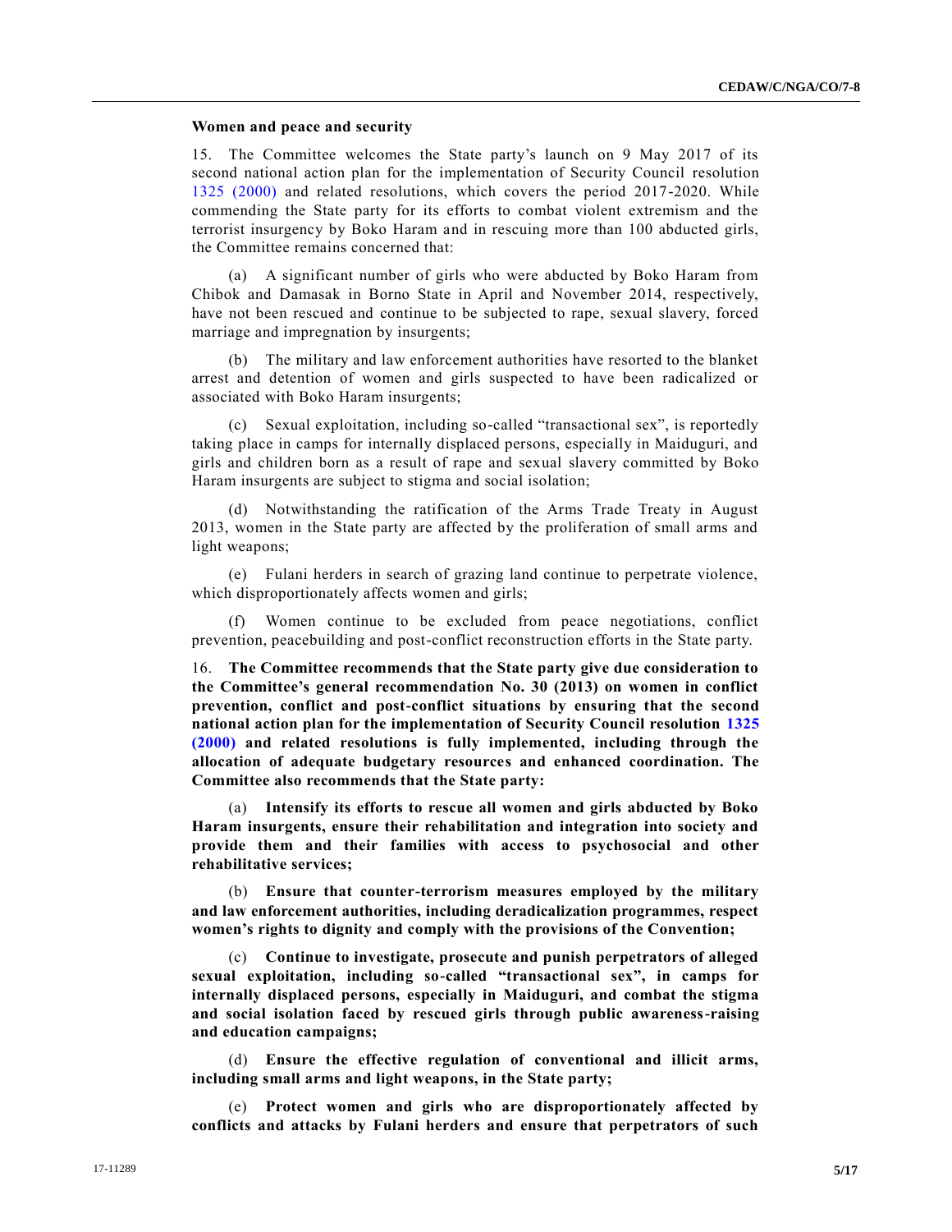**Women and peace and security**

15. The Committee welcomes the State party's launch on 9 May 2017 of its second national action plan for the implementation of Security Council resolution 1325 (2000) and related resolutions, which covers the period 2017-2020. While commending the State party for its efforts to combat violent extremism and the terrorist insurgency by Boko Haram and in rescuing more than 100 abducted girls, the Committee remains concerned that:

(a) A significant number of girls who were abducted by Boko Haram from Chibok and Damasak in Borno State in April and November 2014, respectively, have not been rescued and continue to be subjected to rape, sexual slavery, forced marriage and impregnation by insurgents;

(b) The military and law enforcement authorities have resorted to the blanket arrest and detention of women and girls suspected to have been radicalized or associated with Boko Haram insurgents;

(c) Sexual exploitation, including so-called "transactional sex", is reportedly taking place in camps for internally displaced persons, especially in Maiduguri, and girls and children born as a result of rape and sexual slavery committed by Boko Haram insurgents are subject to stigma and social isolation;

(d) Notwithstanding the ratification of the Arms Trade Treaty in August 2013, women in the State party are affected by the proliferation of small arms and light weapons;

(e) Fulani herders in search of grazing land continue to perpetrate violence, which disproportionately affects women and girls;

(f) Women continue to be excluded from peace negotiations, conflict prevention, peacebuilding and post-conflict reconstruction efforts in the State party.

16. **The Committee recommends that the State party give due consideration to the Committee's general recommendation No. 30 (2013) on women in conflict prevention, conflict and post-conflict situations by ensuring that the second national action plan for the implementation of Security Council resolution 1325 (2000) and related resolutions is fully implemented, including through the allocation of adequate budgetary resources and enhanced coordination. The Committee also recommends that the State party:**

(a) **Intensify its efforts to rescue all women and girls abducted by Boko Haram insurgents, ensure their rehabilitation and integration into society and provide them and their families with access to psychosocial and other rehabilitative services;**

(b) **Ensure that counter-terrorism measures employed by the military and law enforcement authorities, including deradicalization programmes, respect women's rights to dignity and comply with the provisions of the Convention;**

(c) **Continue to investigate, prosecute and punish perpetrators of alleged sexual exploitation, including so-called "transactional sex", in camps for internally displaced persons, especially in Maiduguri, and combat the stigma and social isolation faced by rescued girls through public awareness-raising and education campaigns;**

(d) **Ensure the effective regulation of conventional and illicit arms, including small arms and light weapons, in the State party;**

(e) **Protect women and girls who are disproportionately affected by conflicts and attacks by Fulani herders and ensure that perpetrators of such**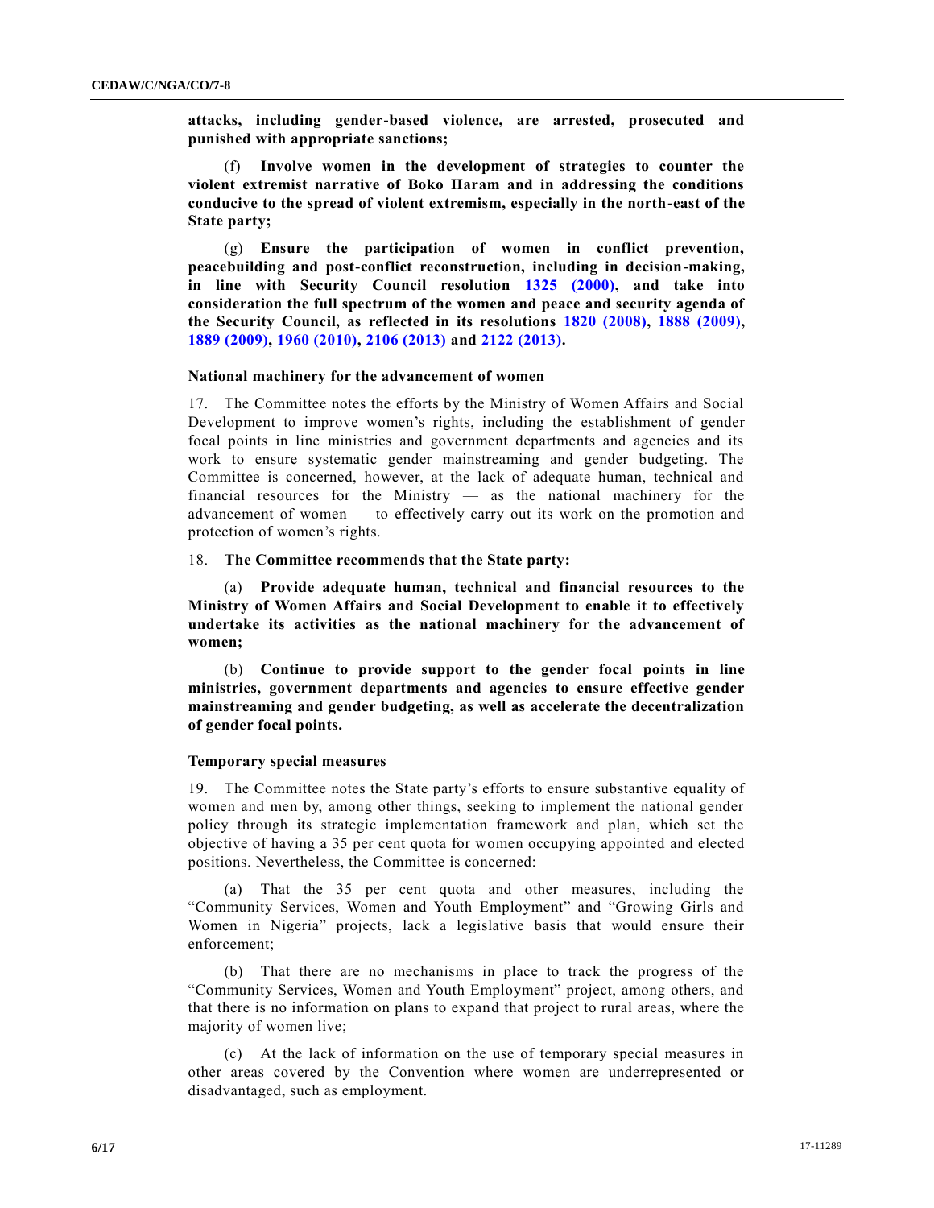**attacks, including gender-based violence, are arrested, prosecuted and punished with appropriate sanctions;**

(f) **Involve women in the development of strategies to counter the violent extremist narrative of Boko Haram and in addressing the conditions conducive to the spread of violent extremism, especially in the north-east of the State party;**

(g) **Ensure the participation of women in conflict prevention, peacebuilding and post-conflict reconstruction, including in decision-making, in line with Security Council resolution 1325 (2000), and take into consideration the full spectrum of the women and peace and security agenda of the Security Council, as reflected in its resolutions 1820 (2008), 1888 (2009), 1889 (2009), 1960 (2010), 2106 (2013) and 2122 (2013).**

### National machinery for the advancement of women

17. The Committee notes the efforts by the Ministry of Women Affairs and Social Development to improve women's rights, including the establishment of gender focal points in line ministries and government departments and agencies and its work to ensure systematic gender mainstreaming and gender budgeting. The Committee is concerned, however, at the lack of adequate human, technical and financial resources for the Ministry — as the national machinery for the advancement of women — to effectively carry out its work on the promotion and protection of women's rights.

18. **The Committee recommends that the State party:**

(a) **Provide adequate human, technical and financial resources to the Ministry of Women Affairs and Social Development to enable it to effectively undertake its activities as the national machinery for the advancement of women;**

(b) **Continue to provide support to the gender focal points in line ministries, government departments and agencies to ensure effective gender mainstreaming and gender budgeting, as well as accelerate the decentralization of gender focal points.**

### Temporary special measures

19. The Committee notes the State party's efforts to ensure substantive equality of women and men by, among other things, seeking to implement the national gender policy through its strategic implementation framework and plan, which set the objective of having a 35 per cent quota for women occupying appointed and elected positions. Nevertheless, the Committee is concerned:

(a) That the 35 per cent quota and other measures, including the "Community Services, Women and Youth Employment" and "Growing Girls and Women in Nigeria" projects, lack a legislative basis that would ensure their enforcement;

(b) That there are no mechanisms in place to track the progress of the "Community Services, Women and Youth Employment" project, among others, and that there is no information on plans to expand that project to rural areas, where the majority of women live;

(c) At the lack of information on the use of temporary special measures in other areas covered by the Convention where women are underrepresented or disadvantaged, such as employment.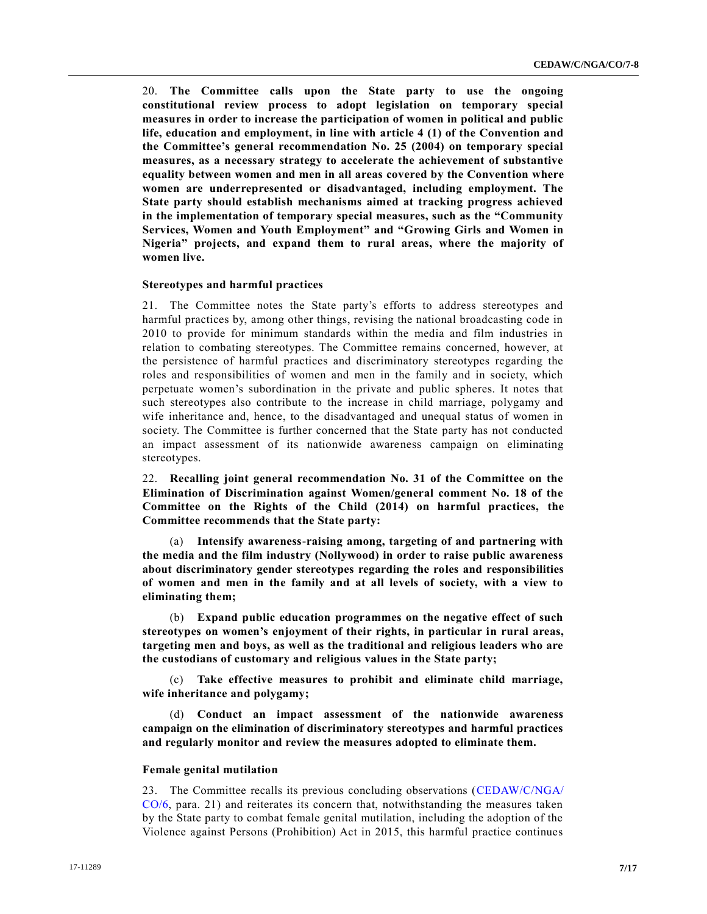20. **The Committee calls upon the State party to use the ongoing constitutional review process to adopt legislation on temporary special measures in order to increase the participation of women in political and public life, education and employment, in line with article 4 (1) of the Convention and the Committee's general recommendation No. 25 (2004) on temporary special measures, as a necessary strategy to accelerate the achievement of substantive equality between women and men in all areas covered by the Convention where women are underrepresented or disadvantaged, including employment. The State party should establish mechanisms aimed at tracking progress achieved in the implementation of temporary special measures, such as the "Community Services, Women and Youth Employment" and "Growing Girls and Women in Nigeria" projects, and expand them to rural areas, where the majority of women live.**

### Stereotypes and harmful practices

21. The Committee notes the State party's efforts to address stereotypes and harmful practices by, among other things, revising the national broadcasting code in 2010 to provide for minimum standards within the media and film industries in relation to combating stereotypes. The Committee remains concerned, however, at the persistence of harmful practices and discriminatory stereotypes regarding the roles and responsibilities of women and men in the family and in society, which perpetuate women's subordination in the private and public spheres. It notes that such stereotypes also contribute to the increase in child marriage, polygamy and wife inheritance and, hence, to the disadvantaged and unequal status of women in society. The Committee is further concerned that the State party has not conducted an impact assessment of its nationwide awareness campaign on eliminating stereotypes.

22. **Recalling joint general recommendation No. 31 of the Committee on the Elimination of Discrimination against Women/general comment No. 18 of the Committee on the Rights of the Child (2014) on harmful practices, the Committee recommends that the State party:**

(a) **Intensify awareness-raising among, targeting of and partnering with the media and the film industry (Nollywood) in order to raise public awareness about discriminatory gender stereotypes regarding the roles and responsibilities of women and men in the family and at all levels of society, with a view to eliminating them;**

(b) **Expand public education programmes on the negative effect of such stereotypes on women's enjoyment of their rights, in particular in rural areas, targeting men and boys, as well as the traditional and religious leaders who are the custodians of customary and religious values in the State party;**

(c) **Take effective measures to prohibit and eliminate child marriage, wife inheritance and polygamy;**

(d) **Conduct an impact assessment of the nationwide awareness campaign on the elimination of discriminatory stereotypes and harmful practices and regularly monitor and review the measures adopted to eliminate them.**

### Female genital mutilation

23. The Committee recalls its previous concluding observations (CEDAW/C/NGA/CO/6, para. 21) and reiterates its concern that, notwithstanding the measures taken by the State party to combat female genital mutilation, including the adoption of the Violence against Persons (Prohibition) Act in 2015, this harmful practice continues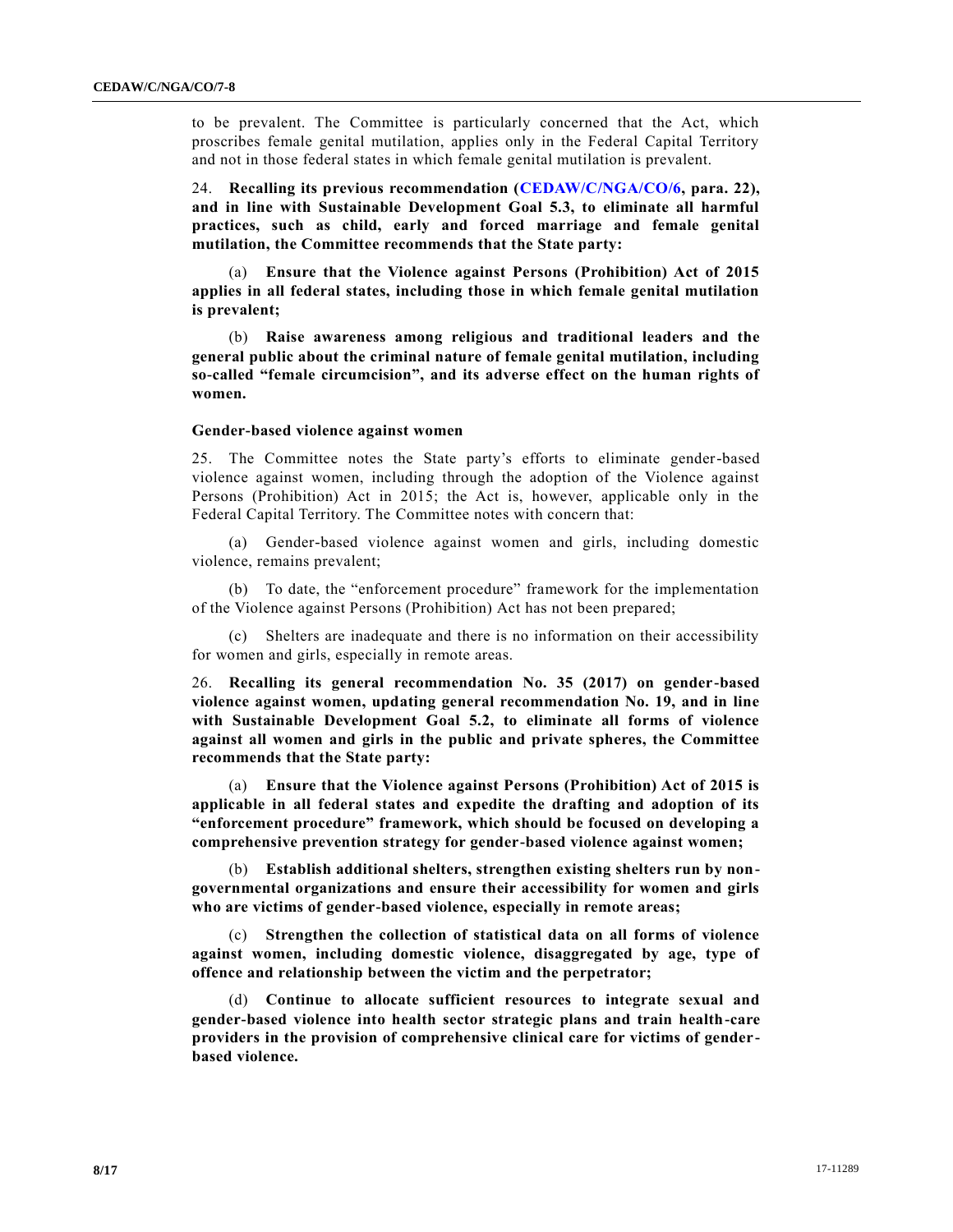to be prevalent. The Committee is particularly concerned that the Act, which proscribes female genital mutilation, applies only in the Federal Capital Territory and not in those federal states in which female genital mutilation is prevalent.

24. **Recalling its previous recommendation (CEDAW/C/NGA/CO/6, para. 22), and in line with Sustainable Development Goal 5.3, to eliminate all harmful practices, such as child, early and forced marriage and female genital mutilation, the Committee recommends that the State party:**

(a) **Ensure that the Violence against Persons (Prohibition) Act of 2015 applies in all federal states, including those in which female genital mutilation is prevalent;**

(b) **Raise awareness among religious and traditional leaders and the general public about the criminal nature of female genital mutilation, including so-called "female circumcision", and its adverse effect on the human rights of women.**

### Gender-based violence against women

25. The Committee notes the State party's efforts to eliminate gender-based violence against women, including through the adoption of the Violence against Persons (Prohibition) Act in 2015; the Act is, however, applicable only in the Federal Capital Territory. The Committee notes with concern that:

(a) Gender-based violence against women and girls, including domestic violence, remains prevalent;

(b) To date, the "enforcement procedure" framework for the implementation of the Violence against Persons (Prohibition) Act has not been prepared;

(c) Shelters are inadequate and there is no information on their accessibility for women and girls, especially in remote areas.

26. **Recalling its general recommendation No. 35 (2017) on gender-based violence against women, updating general recommendation No. 19, and in line with Sustainable Development Goal 5.2, to eliminate all forms of violence against all women and girls in the public and private spheres, the Committee recommends that the State party:**

(a) **Ensure that the Violence against Persons (Prohibition) Act of 2015 is applicable in all federal states and expedite the drafting and adoption of its "enforcement procedure" framework, which should be focused on developing a comprehensive prevention strategy for gender-based violence against women;**

(b) **Establish additional shelters, strengthen existing shelters run by non-governmental organizations and ensure their accessibility for women and girls who are victims of gender-based violence, especially in remote areas;**

(c) **Strengthen the collection of statistical data on all forms of violence against women, including domestic violence, disaggregated by age, type of offence and relationship between the victim and the perpetrator;**

(d) **Continue to allocate sufficient resources to integrate sexual and gender-based violence into health sector strategic plans and train health-care providers in the provision of comprehensive clinical care for victims of gender-based violence.**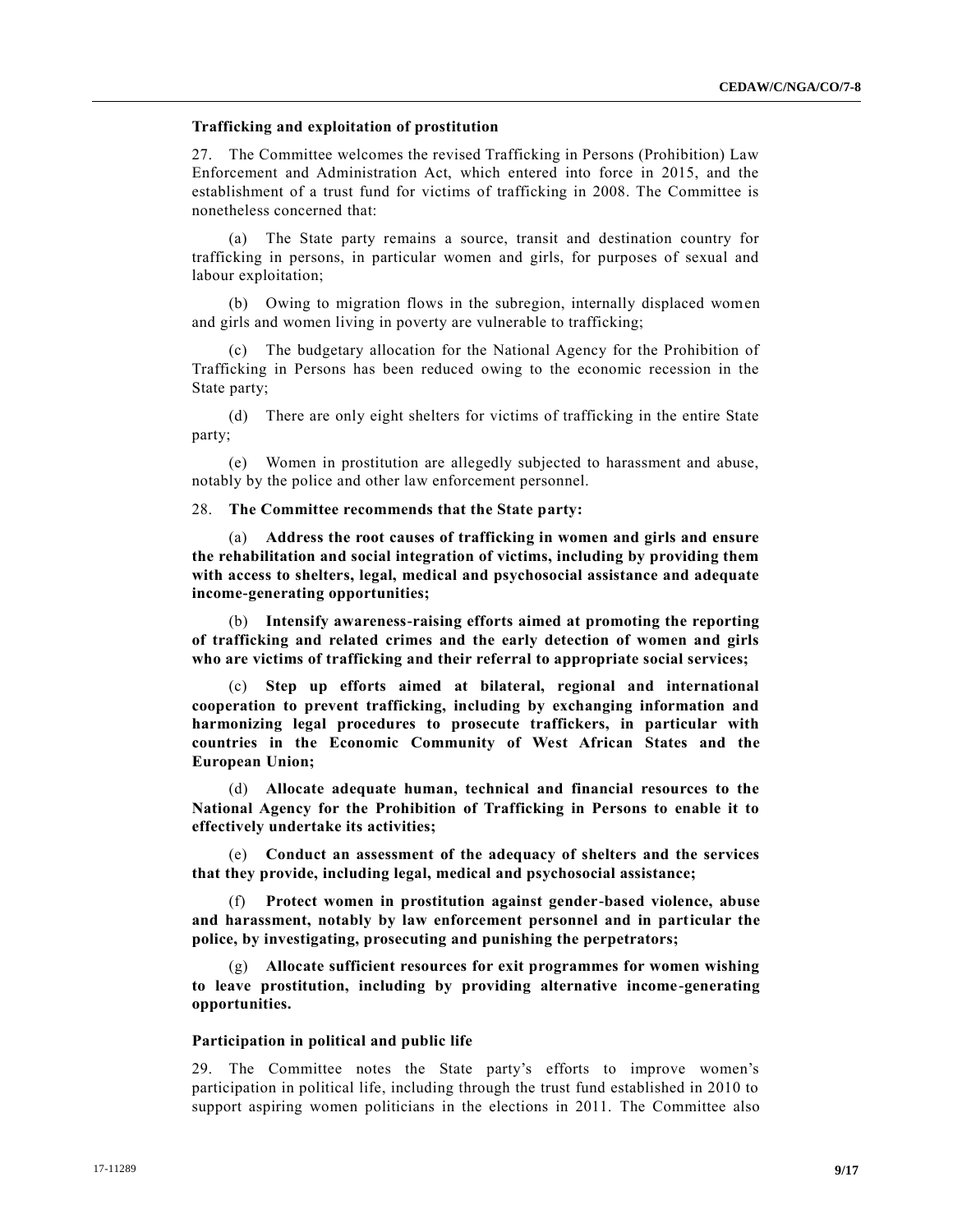### Trafficking and exploitation of prostitution

27. The Committee welcomes the revised Trafficking in Persons (Prohibition) Law Enforcement and Administration Act, which entered into force in 2015, and the establishment of a trust fund for victims of trafficking in 2008. The Committee is nonetheless concerned that:

(a) The State party remains a source, transit and destination country for trafficking in persons, in particular women and girls, for purposes of sexual and labour exploitation;

(b) Owing to migration flows in the subregion, internally displaced women and girls and women living in poverty are vulnerable to trafficking;

(c) The budgetary allocation for the National Agency for the Prohibition of Trafficking in Persons has been reduced owing to the economic recession in the State party;

(d) There are only eight shelters for victims of trafficking in the entire State party;

(e) Women in prostitution are allegedly subjected to harassment and abuse, notably by the police and other law enforcement personnel.

28. **The Committee recommends that the State party:**

(a) **Address the root causes of trafficking in women and girls and ensure the rehabilitation and social integration of victims, including by providing them with access to shelters, legal, medical and psychosocial assistance and adequate income-generating opportunities;**

(b) **Intensify awareness-raising efforts aimed at promoting the reporting of trafficking and related crimes and the early detection of women and girls who are victims of trafficking and their referral to appropriate social services;**

(c) **Step up efforts aimed at bilateral, regional and international cooperation to prevent trafficking, including by exchanging information and harmonizing legal procedures to prosecute traffickers, in particular with countries in the Economic Community of West African States and the European Union;**

(d) **Allocate adequate human, technical and financial resources to the National Agency for the Prohibition of Trafficking in Persons to enable it to effectively undertake its activities;**

(e) **Conduct an assessment of the adequacy of shelters and the services that they provide, including legal, medical and psychosocial assistance;**

(f) **Protect women in prostitution against gender-based violence, abuse and harassment, notably by law enforcement personnel and in particular the police, by investigating, prosecuting and punishing the perpetrators;**

(g) **Allocate sufficient resources for exit programmes for women wishing to leave prostitution, including by providing alternative income-generating opportunities.**

### Participation in political and public life

29. The Committee notes the State party's efforts to improve women's participation in political life, including through the trust fund established in 2010 to support aspiring women politicians in the elections in 2011. The Committee also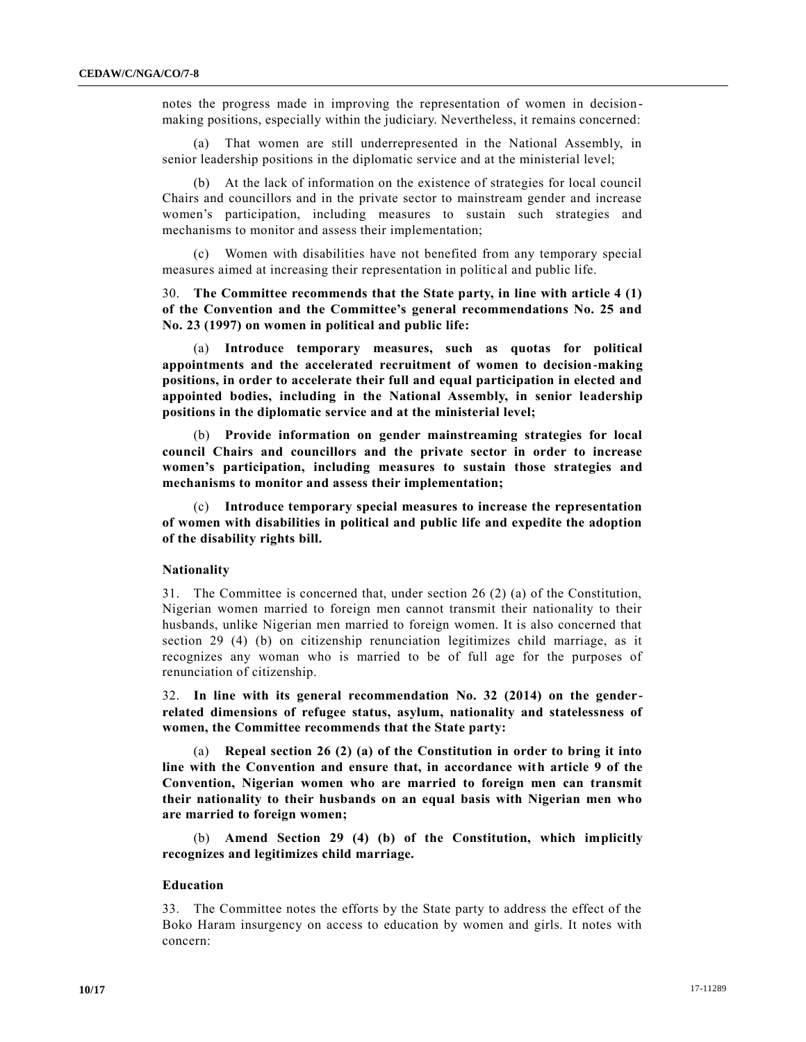notes the progress made in improving the representation of women in decision-making positions, especially within the judiciary. Nevertheless, it remains concerned:

(a) That women are still underrepresented in the National Assembly, in senior leadership positions in the diplomatic service and at the ministerial level;

(b) At the lack of information on the existence of strategies for local council Chairs and councillors and in the private sector to mainstream gender and increase women's participation, including measures to sustain such strategies and mechanisms to monitor and assess their implementation;

(c) Women with disabilities have not benefited from any temporary special measures aimed at increasing their representation in political and public life.

30. **The Committee recommends that the State party, in line with article 4 (1) of the Convention and the Committee's general recommendations No. 25 and No. 23 (1997) on women in political and public life:**

(a) **Introduce temporary measures, such as quotas for political appointments and the accelerated recruitment of women to decision-making positions, in order to accelerate their full and equal participation in elected and appointed bodies, including in the National Assembly, in senior leadership positions in the diplomatic service and at the ministerial level;**

(b) **Provide information on gender mainstreaming strategies for local council Chairs and councillors and the private sector in order to increase women's participation, including measures to sustain those strategies and mechanisms to monitor and assess their implementation;**

(c) **Introduce temporary special measures to increase the representation of women with disabilities in political and public life and expedite the adoption of the disability rights bill.**

### Nationality

31. The Committee is concerned that, under section 26 (2) (a) of the Constitution, Nigerian women married to foreign men cannot transmit their nationality to their husbands, unlike Nigerian men married to foreign women. It is also concerned that section 29 (4) (b) on citizenship renunciation legitimizes child marriage, as it recognizes any woman who is married to be of full age for the purposes of renunciation of citizenship.

32. **In line with its general recommendation No. 32 (2014) on the gender-related dimensions of refugee status, asylum, nationality and statelessness of women, the Committee recommends that the State party:**

(a) **Repeal section 26 (2) (a) of the Constitution in order to bring it into line with the Convention and ensure that, in accordance with article 9 of the Convention, Nigerian women who are married to foreign men can transmit their nationality to their husbands on an equal basis with Nigerian men who are married to foreign women;**

(b) **Amend Section 29 (4) (b) of the Constitution, which implicitly recognizes and legitimizes child marriage.**

### Education

33. The Committee notes the efforts by the State party to address the effect of the Boko Haram insurgency on access to education by women and girls. It notes with concern: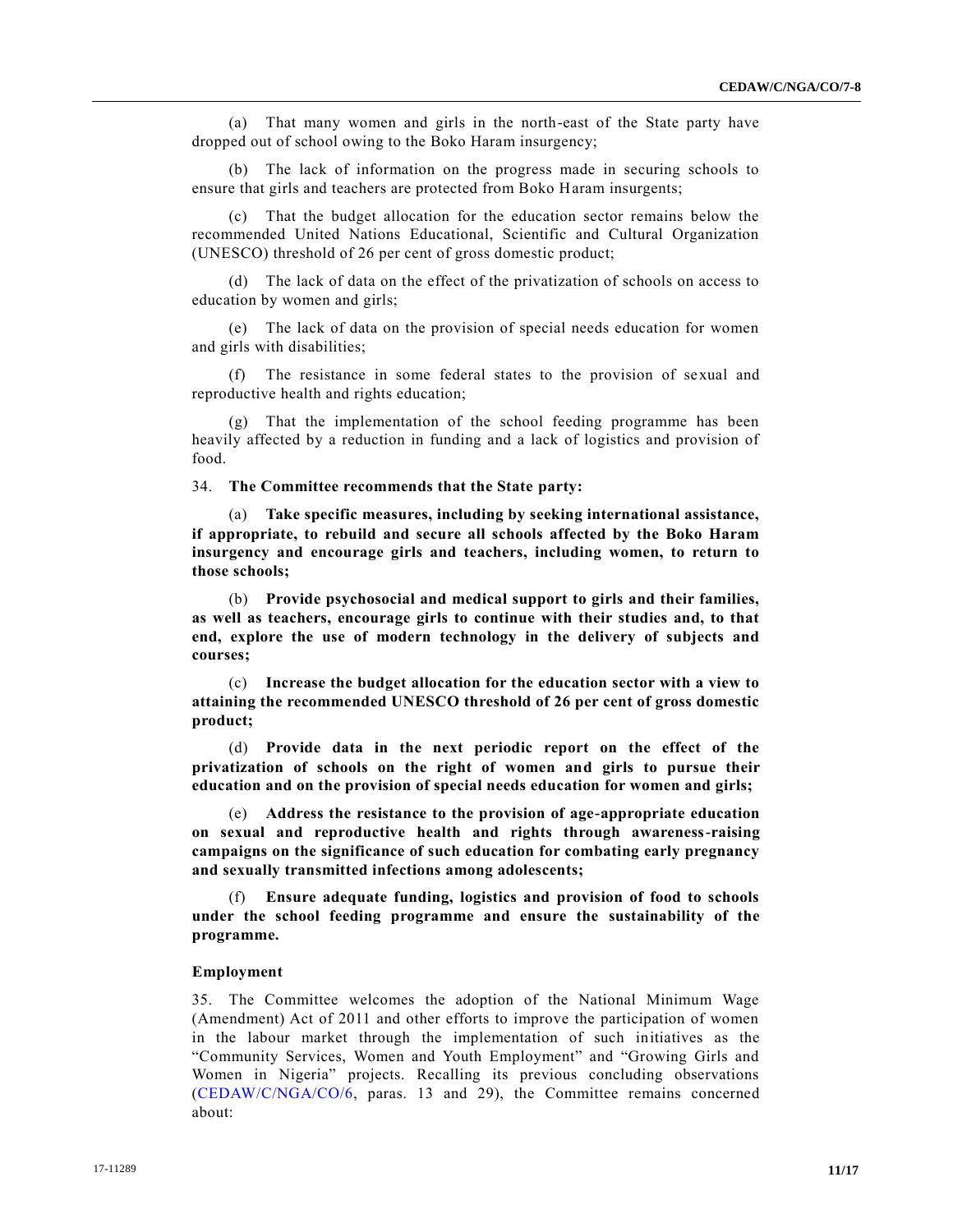(a) That many women and girls in the north-east of the State party have dropped out of school owing to the Boko Haram insurgency;

(b) The lack of information on the progress made in securing schools to ensure that girls and teachers are protected from Boko Haram insurgents;

(c) That the budget allocation for the education sector remains below the recommended United Nations Educational, Scientific and Cultural Organization (UNESCO) threshold of 26 per cent of gross domestic product;

(d) The lack of data on the effect of the privatization of schools on access to education by women and girls;

(e) The lack of data on the provision of special needs education for women and girls with disabilities;

(f) The resistance in some federal states to the provision of sexual and reproductive health and rights education;

(g) That the implementation of the school feeding programme has been heavily affected by a reduction in funding and a lack of logistics and provision of food.

34. **The Committee recommends that the State party:**

(a) **Take specific measures, including by seeking international assistance, if appropriate, to rebuild and secure all schools affected by the Boko Haram insurgency and encourage girls and teachers, including women, to return to those schools;**

(b) **Provide psychosocial and medical support to girls and their families, as well as teachers, encourage girls to continue with their studies and, to that end, explore the use of modern technology in the delivery of subjects and courses;**

(c) **Increase the budget allocation for the education sector with a view to attaining the recommended UNESCO threshold of 26 per cent of gross domestic product;**

(d) **Provide data in the next periodic report on the effect of the privatization of schools on the right of women and girls to pursue their education and on the provision of special needs education for women and girls;**

(e) **Address the resistance to the provision of age-appropriate education on sexual and reproductive health and rights through awareness-raising campaigns on the significance of such education for combating early pregnancy and sexually transmitted infections among adolescents;**

(f) **Ensure adequate funding, logistics and provision of food to schools under the school feeding programme and ensure the sustainability of the programme.**

### Employment

35. The Committee welcomes the adoption of the National Minimum Wage (Amendment) Act of 2011 and other efforts to improve the participation of women in the labour market through the implementation of such initiatives as the "Community Services, Women and Youth Employment" and "Growing Girls and Women in Nigeria" projects. Recalling its previous concluding observations (CEDAW/C/NGA/CO/6, paras. 13 and 29), the Committee remains concerned about: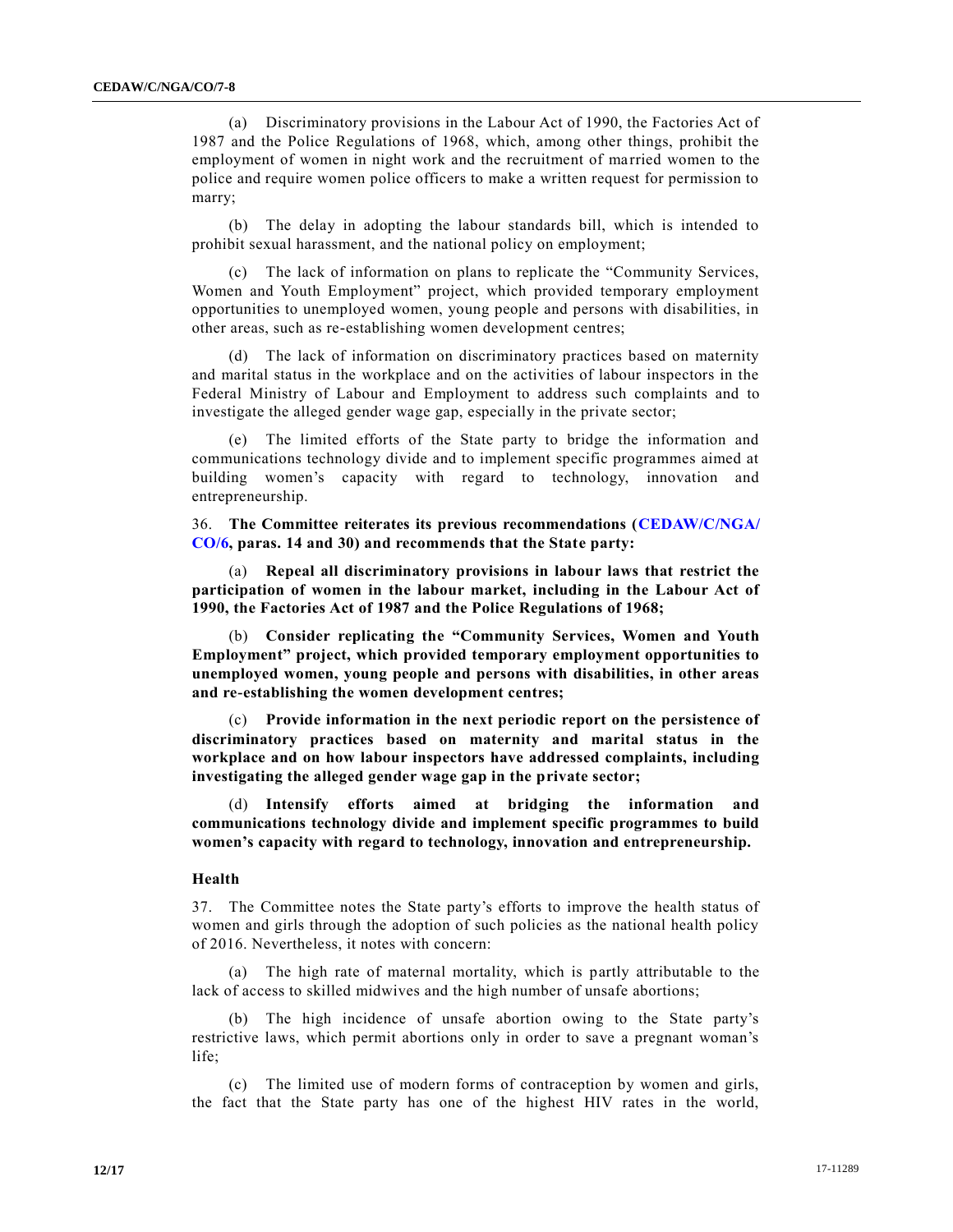(a) Discriminatory provisions in the Labour Act of 1990, the Factories Act of 1987 and the Police Regulations of 1968, which, among other things, prohibit the employment of women in night work and the recruitment of married women to the police and require women police officers to make a written request for permission to marry;

(b) The delay in adopting the labour standards bill, which is intended to prohibit sexual harassment, and the national policy on employment;

(c) The lack of information on plans to replicate the "Community Services, Women and Youth Employment" project, which provided temporary employment opportunities to unemployed women, young people and persons with disabilities, in other areas, such as re-establishing women development centres;

(d) The lack of information on discriminatory practices based on maternity and marital status in the workplace and on the activities of labour inspectors in the Federal Ministry of Labour and Employment to address such complaints and to investigate the alleged gender wage gap, especially in the private sector;

(e) The limited efforts of the State party to bridge the information and communications technology divide and to implement specific programmes aimed at building women's capacity with regard to technology, innovation and entrepreneurship.

36. **The Committee reiterates its previous recommendations (CEDAW/C/NGA/CO/6, paras. 14 and 30) and recommends that the State party:**

(a) **Repeal all discriminatory provisions in labour laws that restrict the participation of women in the labour market, including in the Labour Act of 1990, the Factories Act of 1987 and the Police Regulations of 1968;**

(b) **Consider replicating the "Community Services, Women and Youth Employment" project, which provided temporary employment opportunities to unemployed women, young people and persons with disabilities, in other areas and re-establishing the women development centres;**

(c) **Provide information in the next periodic report on the persistence of discriminatory practices based on maternity and marital status in the workplace and on how labour inspectors have addressed complaints, including investigating the alleged gender wage gap in the private sector;**

(d) **Intensify efforts aimed at bridging the information and communications technology divide and implement specific programmes to build women's capacity with regard to technology, innovation and entrepreneurship.**

### Health

37. The Committee notes the State party's efforts to improve the health status of women and girls through the adoption of such policies as the national health policy of 2016. Nevertheless, it notes with concern:

(a) The high rate of maternal mortality, which is partly attributable to the lack of access to skilled midwives and the high number of unsafe abortions;

(b) The high incidence of unsafe abortion owing to the State party's restrictive laws, which permit abortions only in order to save a pregnant woman's life;

(c) The limited use of modern forms of contraception by women and girls, the fact that the State party has one of the highest HIV rates in the world,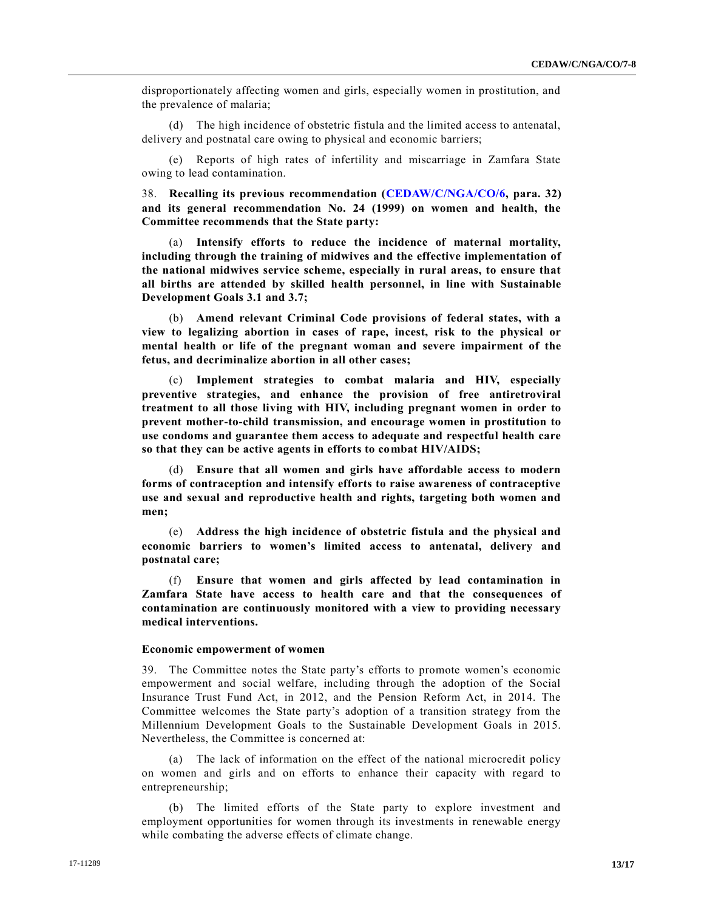disproportionately affecting women and girls, especially women in prostitution, and the prevalence of malaria;

(d) The high incidence of obstetric fistula and the limited access to antenatal, delivery and postnatal care owing to physical and economic barriers;

(e) Reports of high rates of infertility and miscarriage in Zamfara State owing to lead contamination.

38. **Recalling its previous recommendation (CEDAW/C/NGA/CO/6, para. 32) and its general recommendation No. 24 (1999) on women and health, the Committee recommends that the State party:**

(a) **Intensify efforts to reduce the incidence of maternal mortality, including through the training of midwives and the effective implementation of the national midwives service scheme, especially in rural areas, to ensure that all births are attended by skilled health personnel, in line with Sustainable Development Goals 3.1 and 3.7;**

(b) **Amend relevant Criminal Code provisions of federal states, with a view to legalizing abortion in cases of rape, incest, risk to the physical or mental health or life of the pregnant woman and severe impairment of the fetus, and decriminalize abortion in all other cases;**

(c) **Implement strategies to combat malaria and HIV, especially preventive strategies, and enhance the provision of free antiretroviral treatment to all those living with HIV, including pregnant women in order to prevent mother-to-child transmission, and encourage women in prostitution to use condoms and guarantee them access to adequate and respectful health care so that they can be active agents in efforts to combat HIV/AIDS;**

(d) **Ensure that all women and girls have affordable access to modern forms of contraception and intensify efforts to raise awareness of contraceptive use and sexual and reproductive health and rights, targeting both women and men;**

(e) **Address the high incidence of obstetric fistula and the physical and economic barriers to women's limited access to antenatal, delivery and postnatal care;**

(f) **Ensure that women and girls affected by lead contamination in Zamfara State have access to health care and that the consequences of contamination are continuously monitored with a view to providing necessary medical interventions.**

### Economic empowerment of women

39. The Committee notes the State party's efforts to promote women's economic empowerment and social welfare, including through the adoption of the Social Insurance Trust Fund Act, in 2012, and the Pension Reform Act, in 2014. The Committee welcomes the State party's adoption of a transition strategy from the Millennium Development Goals to the Sustainable Development Goals in 2015. Nevertheless, the Committee is concerned at:

(a) The lack of information on the effect of the national microcredit policy on women and girls and on efforts to enhance their capacity with regard to entrepreneurship;

(b) The limited efforts of the State party to explore investment and employment opportunities for women through its investments in renewable energy while combating the adverse effects of climate change.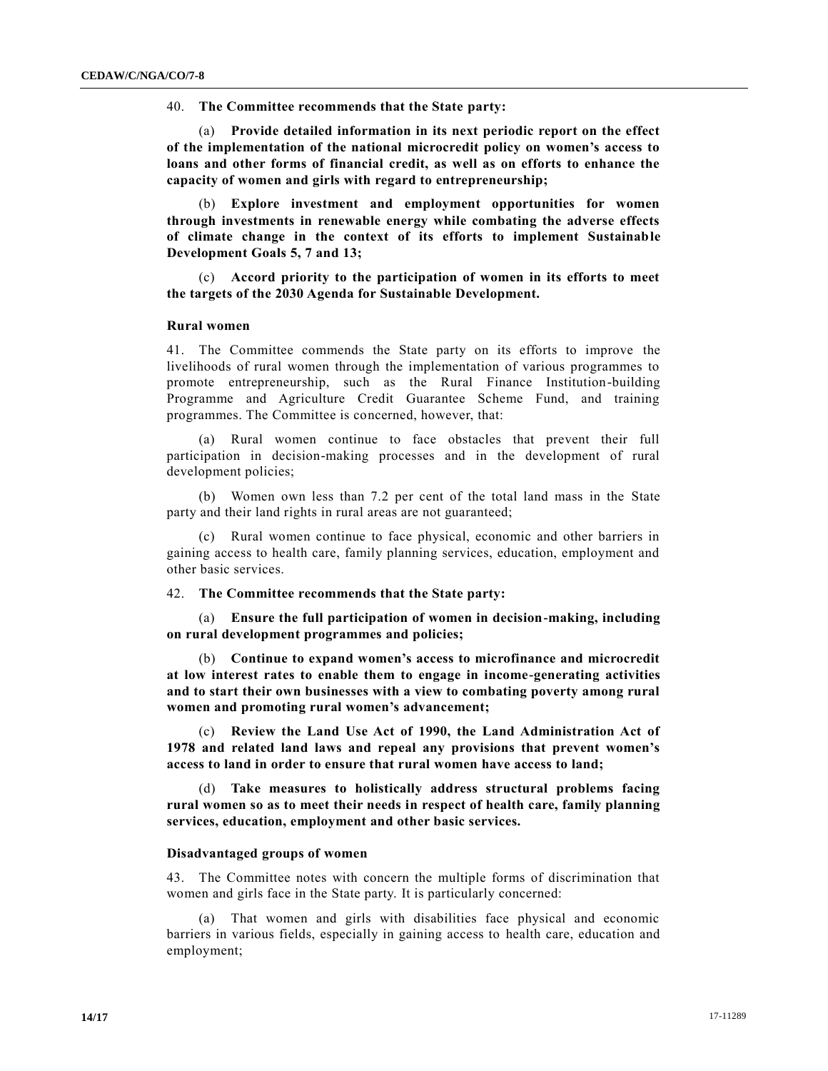40. **The Committee recommends that the State party:**

(a) **Provide detailed information in its next periodic report on the effect of the implementation of the national microcredit policy on women's access to loans and other forms of financial credit, as well as on efforts to enhance the capacity of women and girls with regard to entrepreneurship;**

(b) **Explore investment and employment opportunities for women through investments in renewable energy while combating the adverse effects of climate change in the context of its efforts to implement Sustainable Development Goals 5, 7 and 13;**

(c) **Accord priority to the participation of women in its efforts to meet the targets of the 2030 Agenda for Sustainable Development.**

### Rural women

41. The Committee commends the State party on its efforts to improve the livelihoods of rural women through the implementation of various programmes to promote entrepreneurship, such as the Rural Finance Institution-building Programme and Agriculture Credit Guarantee Scheme Fund, and training programmes. The Committee is concerned, however, that:

(a) Rural women continue to face obstacles that prevent their full participation in decision-making processes and in the development of rural development policies;

(b) Women own less than 7.2 per cent of the total land mass in the State party and their land rights in rural areas are not guaranteed;

(c) Rural women continue to face physical, economic and other barriers in gaining access to health care, family planning services, education, employment and other basic services.

42. **The Committee recommends that the State party:**

(a) **Ensure the full participation of women in decision-making, including on rural development programmes and policies;**

(b) **Continue to expand women's access to microfinance and microcredit at low interest rates to enable them to engage in income-generating activities and to start their own businesses with a view to combating poverty among rural women and promoting rural women's advancement;**

(c) **Review the Land Use Act of 1990, the Land Administration Act of 1978 and related land laws and repeal any provisions that prevent women's access to land in order to ensure that rural women have access to land;**

(d) **Take measures to holistically address structural problems facing rural women so as to meet their needs in respect of health care, family planning services, education, employment and other basic services.**

### Disadvantaged groups of women

43. The Committee notes with concern the multiple forms of discrimination that women and girls face in the State party. It is particularly concerned:

(a) That women and girls with disabilities face physical and economic barriers in various fields, especially in gaining access to health care, education and employment;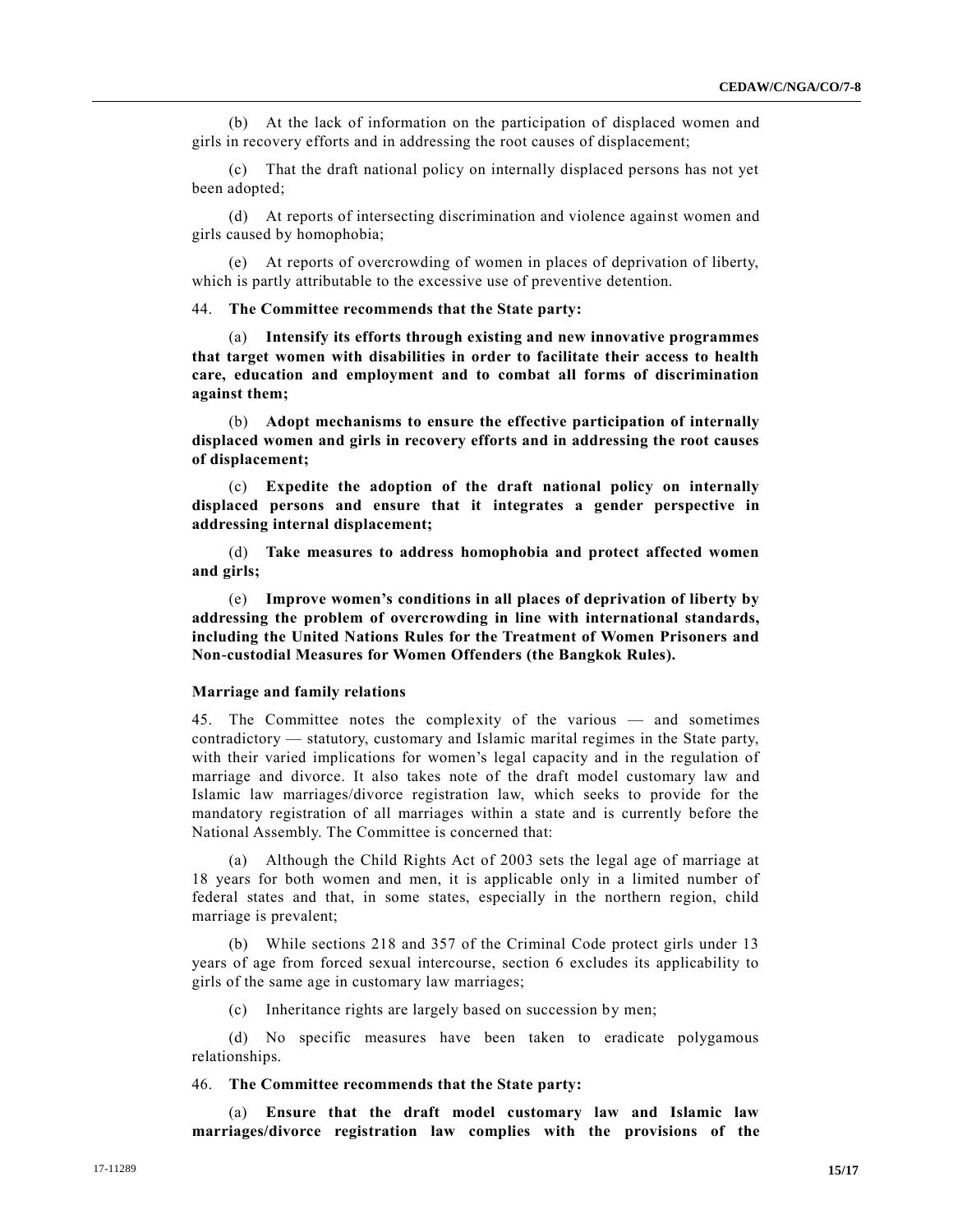(b) At the lack of information on the participation of displaced women and girls in recovery efforts and in addressing the root causes of displacement;

(c) That the draft national policy on internally displaced persons has not yet been adopted;

(d) At reports of intersecting discrimination and violence against women and girls caused by homophobia;

(e) At reports of overcrowding of women in places of deprivation of liberty, which is partly attributable to the excessive use of preventive detention.

44. **The Committee recommends that the State party:**

(a) **Intensify its efforts through existing and new innovative programmes that target women with disabilities in order to facilitate their access to health care, education and employment and to combat all forms of discrimination against them;**

(b) **Adopt mechanisms to ensure the effective participation of internally displaced women and girls in recovery efforts and in addressing the root causes of displacement;**

(c) **Expedite the adoption of the draft national policy on internally displaced persons and ensure that it integrates a gender perspective in addressing internal displacement;**

(d) **Take measures to address homophobia and protect affected women and girls;**

(e) **Improve women's conditions in all places of deprivation of liberty by addressing the problem of overcrowding in line with international standards, including the United Nations Rules for the Treatment of Women Prisoners and Non-custodial Measures for Women Offenders (the Bangkok Rules).**

### Marriage and family relations

45. The Committee notes the complexity of the various — and sometimes contradictory — statutory, customary and Islamic marital regimes in the State party, with their varied implications for women's legal capacity and in the regulation of marriage and divorce. It also takes note of the draft model customary law and Islamic law marriages/divorce registration law, which seeks to provide for the mandatory registration of all marriages within a state and is currently before the National Assembly. The Committee is concerned that:

(a) Although the Child Rights Act of 2003 sets the legal age of marriage at 18 years for both women and men, it is applicable only in a limited number of federal states and that, in some states, especially in the northern region, child marriage is prevalent;

(b) While sections 218 and 357 of the Criminal Code protect girls under 13 years of age from forced sexual intercourse, section 6 excludes its applicability to girls of the same age in customary law marriages;

(c) Inheritance rights are largely based on succession by men;

(d) No specific measures have been taken to eradicate polygamous relationships.

46. **The Committee recommends that the State party:**

(a) **Ensure that the draft model customary law and Islamic law marriages/divorce registration law complies with the provisions of the**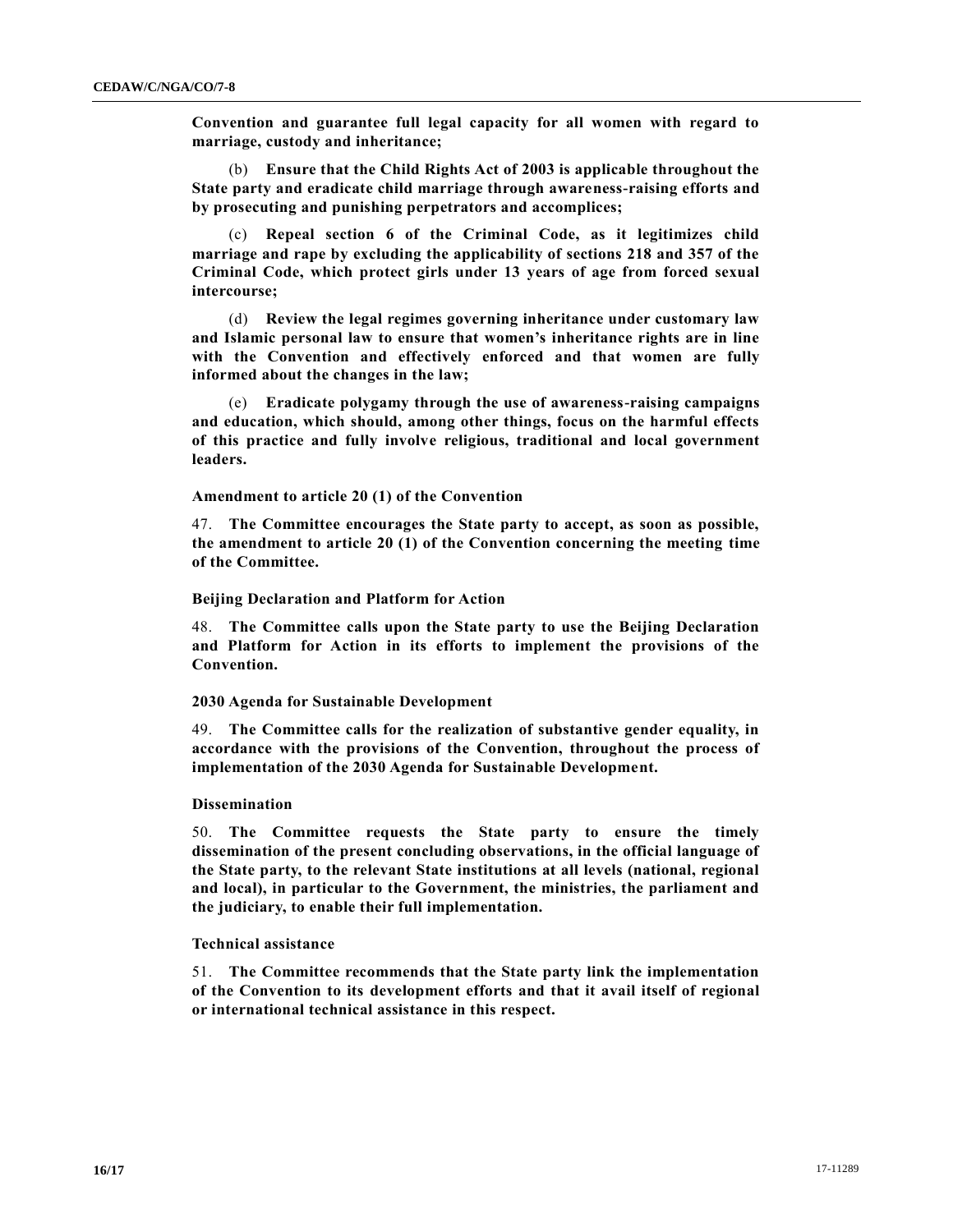**Convention and guarantee full legal capacity for all women with regard to marriage, custody and inheritance;**

(b) **Ensure that the Child Rights Act of 2003 is applicable throughout the State party and eradicate child marriage through awareness-raising efforts and by prosecuting and punishing perpetrators and accomplices;**

(c) **Repeal section 6 of the Criminal Code, as it legitimizes child marriage and rape by excluding the applicability of sections 218 and 357 of the Criminal Code, which protect girls under 13 years of age from forced sexual intercourse;**

(d) **Review the legal regimes governing inheritance under customary law and Islamic personal law to ensure that women's inheritance rights are in line with the Convention and effectively enforced and that women are fully informed about the changes in the law;**

(e) **Eradicate polygamy through the use of awareness-raising campaigns and education, which should, among other things, focus on the harmful effects of this practice and fully involve religious, traditional and local government leaders.**

### Amendment to article 20 (1) of the Convention

47. **The Committee encourages the State party to accept, as soon as possible, the amendment to article 20 (1) of the Convention concerning the meeting time of the Committee.**

### Beijing Declaration and Platform for Action

48. **The Committee calls upon the State party to use the Beijing Declaration and Platform for Action in its efforts to implement the provisions of the Convention.**

### 2030 Agenda for Sustainable Development

49. **The Committee calls for the realization of substantive gender equality, in accordance with the provisions of the Convention, throughout the process of implementation of the 2030 Agenda for Sustainable Development.**

### Dissemination

50. **The Committee requests the State party to ensure the timely dissemination of the present concluding observations, in the official language of the State party, to the relevant State institutions at all levels (national, regional and local), in particular to the Government, the ministries, the parliament and the judiciary, to enable their full implementation.**

### Technical assistance

51. **The Committee recommends that the State party link the implementation of the Convention to its development efforts and that it avail itself of regional or international technical assistance in this respect.**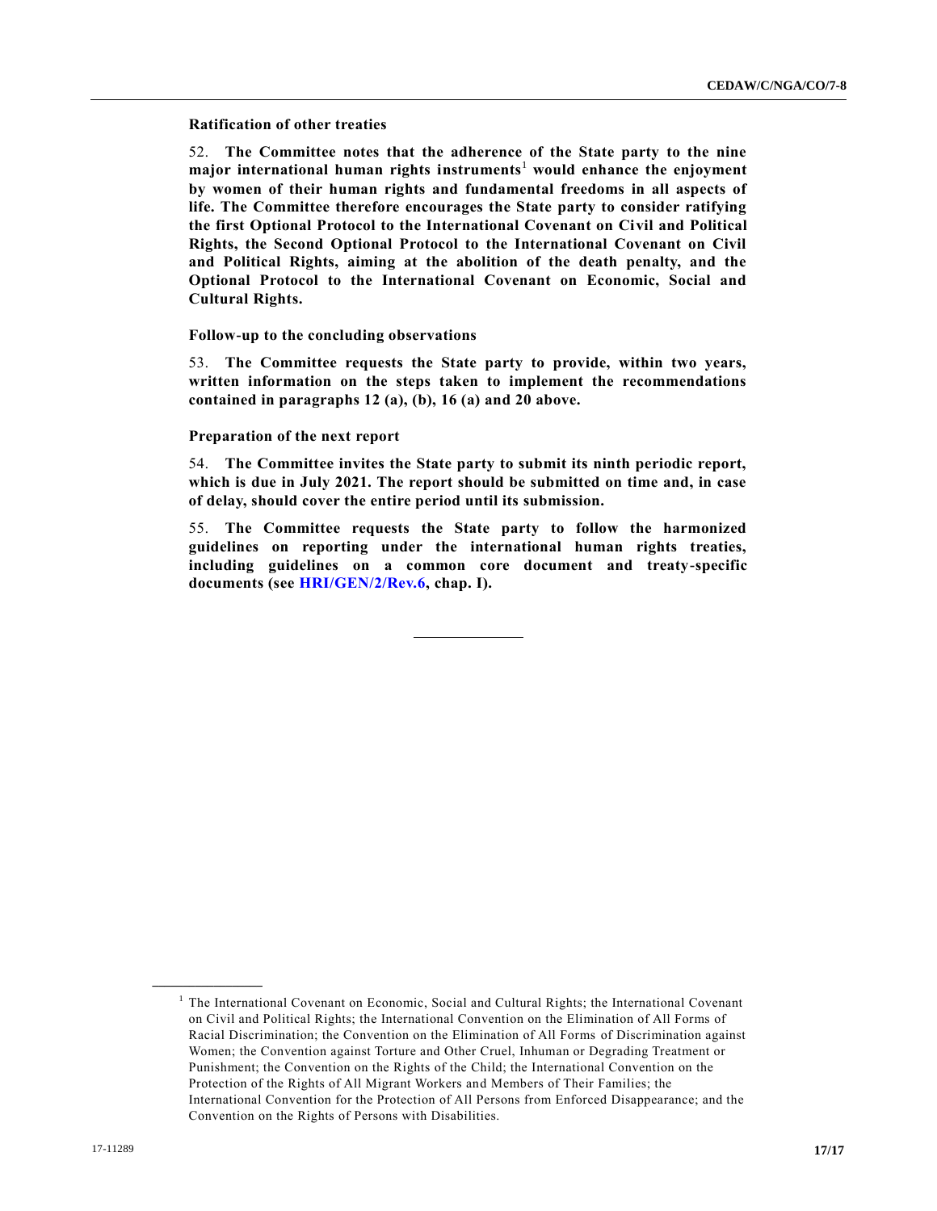### Ratification of other treaties

52. **The Committee notes that the adherence of the State party to the nine major international human rights instruments[1] would enhance the enjoyment by women of their human rights and fundamental freedoms in all aspects of life. The Committee therefore encourages the State party to consider ratifying the first Optional Protocol to the International Covenant on Civil and Political Rights, the Second Optional Protocol to the International Covenant on Civil and Political Rights, aiming at the abolition of the death penalty, and the Optional Protocol to the International Covenant on Economic, Social and Cultural Rights.**

### Follow-up to the concluding observations

53. **The Committee requests the State party to provide, within two years, written information on the steps taken to implement the recommendations contained in paragraphs 12 (a), (b), 16 (a) and 20 above.**

### Preparation of the next report

54. **The Committee invites the State party to submit its ninth periodic report, which is due in July 2021. The report should be submitted on time and, in case of delay, should cover the entire period until its submission.**

55. **The Committee requests the State party to follow the harmonized guidelines on reporting under the international human rights treaties, including guidelines on a common core document and treaty-specific documents (see HRI/GEN/2/Rev.6, chap. I).**

---

[1] The International Covenant on Economic, Social and Cultural Rights; the International Covenant on Civil and Political Rights; the International Convention on the Elimination of All Forms of Racial Discrimination; the Convention on the Elimination of All Forms of Discrimination against Women; the Convention against Torture and Other Cruel, Inhuman or Degrading Treatment or Punishment; the Convention on the Rights of the Child; the International Convention on the Protection of the Rights of All Migrant Workers and Members of Their Families; the International Convention for the Protection of All Persons from Enforced Disappearance; and the Convention on the Rights of Persons with Disabilities.